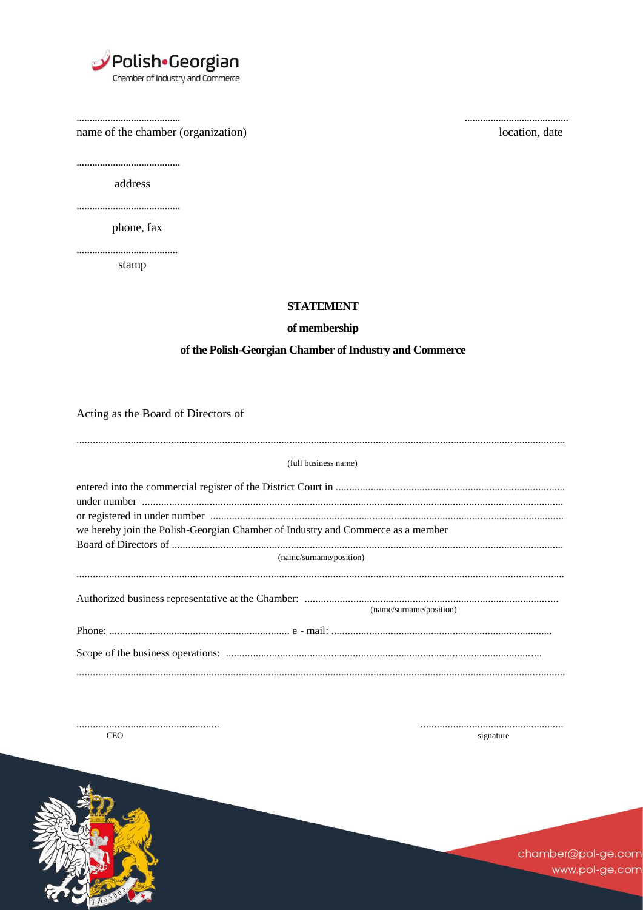Polish•Georgian
Chamber of Industry and Commerce

........................................ ........................................
name of the chamber (organization) location, date

........................................
address

........................................
phone, fax

........................................
stamp

**STATEMENT**

**of membership**

**of the Polish-Georgian Chamber of Industry and Commerce**

Acting as the Board of Directors of

..........................................................................................................................................................................

(full business name)

entered into the commercial register of the District Court in ....................................................................................
under number ..........................................................................................................................................
or registered in under number ..................................................................................................................
we hereby join the Polish-Georgian Chamber of Industry and Commerce as a member
Board of Directors of ...............................................................................................................................
(name/surname/position)

..........................................................................................................................................................................

Authorized business representative at the Chamber: ............................................................................................
(name/surname/position)

Phone: ................................................................... e - mail: .................................................................................

Scope of the business operations: ..................................................................................................................

..........................................................................................................................................................................

...................................................... ......................................................
CEO signature

chamber@pol-ge.com
www.pol-ge.com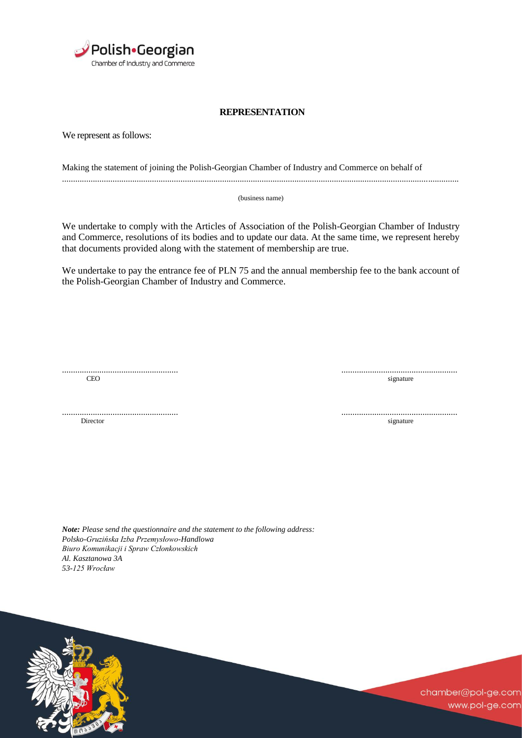# REPRESENTATION

We represent as follows:

Making the statement of joining the Polish-Georgian Chamber of Industry and Commerce on behalf of

.................................................................................................................................................................................

(business name)

We undertake to comply with the Articles of Association of the Polish-Georgian Chamber of Industry and Commerce, resolutions of its bodies and to update our data. At the same time, we represent hereby that documents provided along with the statement of membership are true.

We undertake to pay the entrance fee of PLN 75 and the annual membership fee to the bank account of the Polish-Georgian Chamber of Industry and Commerce.

| | |
|---|---|
| ..................................................... | ..................................................... |
| CEO | signature |
| ..................................................... | ..................................................... |
| Director | signature |

***Note:*** *Please send the questionnaire and the statement to the following address:*
*Polsko-Gruzińska Izba Przemysłowo-Handlowa*
*Biuro Komunikacji i Spraw Członkowskich*
*Al. Kasztanowa 3A*
*53-125 Wrocław*

chamber@pol-ge.com
www.pol-ge.com